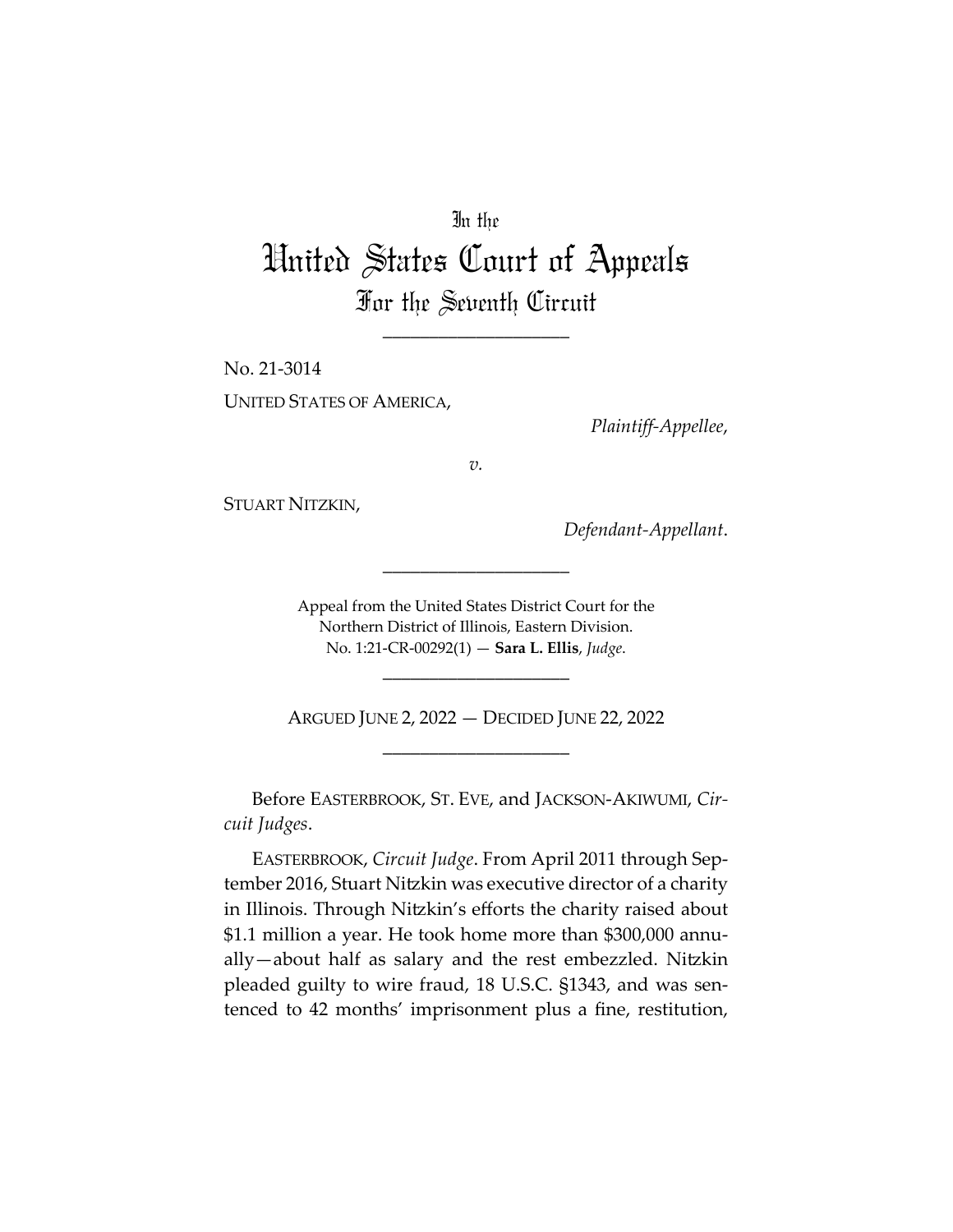In the

# United States Court of Appeals

## For the Seventh Circuit

____________________

No. 21-3014

UNITED STATES OF AMERICA,

*Plaintiff-Appellee*,

*v.*

STUART NITZKIN,

*Defendant-Appellant*.

____________________

Appeal from the United States District Court for the Northern District of Illinois, Eastern Division.
No. 1:21-CR-00292(1) — **Sara L. Ellis**, *Judge*.

____________________

ARGUED JUNE 2, 2022 — DECIDED JUNE 22, 2022

____________________

Before EASTERBROOK, ST. EVE, and JACKSON-AKIWUMI, *Circuit Judges*.

EASTERBROOK, *Circuit Judge*. From April 2011 through September 2016, Stuart Nitzkin was executive director of a charity in Illinois. Through Nitzkin's efforts the charity raised about $1.1 million a year. He took home more than $300,000 annually—about half as salary and the rest embezzled. Nitzkin pleaded guilty to wire fraud, 18 U.S.C. §1343, and was sentenced to 42 months' imprisonment plus a fine, restitution,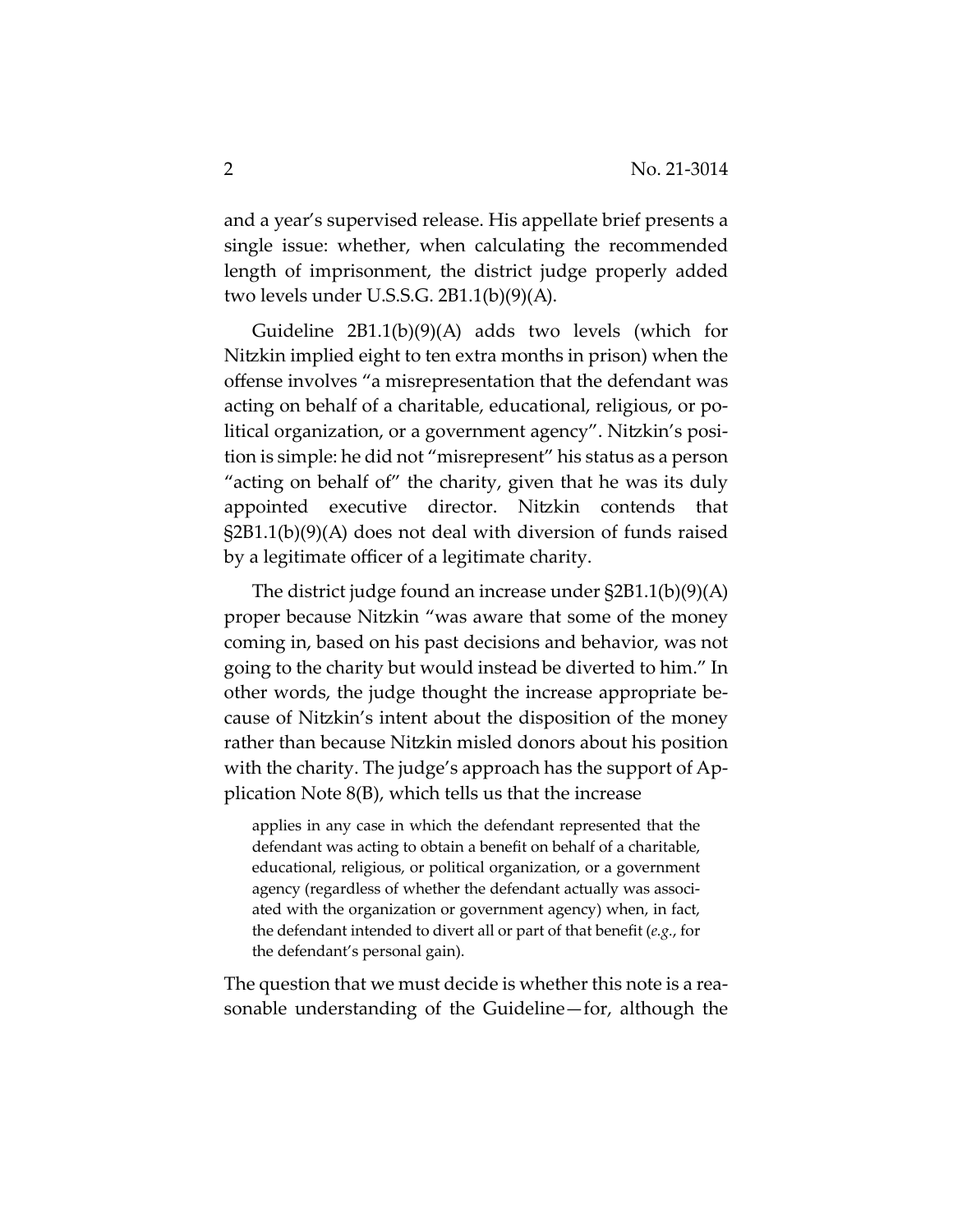and a year's supervised release. His appellate brief presents a single issue: whether, when calculating the recommended length of imprisonment, the district judge properly added two levels under U.S.S.G. 2B1.1(b)(9)(A).

Guideline 2B1.1(b)(9)(A) adds two levels (which for Nitzkin implied eight to ten extra months in prison) when the offense involves "a misrepresentation that the defendant was acting on behalf of a charitable, educational, religious, or political organization, or a government agency". Nitzkin's position is simple: he did not "misrepresent" his status as a person "acting on behalf of" the charity, given that he was its duly appointed executive director. Nitzkin contends that §2B1.1(b)(9)(A) does not deal with diversion of funds raised by a legitimate officer of a legitimate charity.

The district judge found an increase under §2B1.1(b)(9)(A) proper because Nitzkin "was aware that some of the money coming in, based on his past decisions and behavior, was not going to the charity but would instead be diverted to him." In other words, the judge thought the increase appropriate because of Nitzkin's intent about the disposition of the money rather than because Nitzkin misled donors about his position with the charity. The judge's approach has the support of Application Note 8(B), which tells us that the increase

> applies in any case in which the defendant represented that the defendant was acting to obtain a benefit on behalf of a charitable, educational, religious, or political organization, or a government agency (regardless of whether the defendant actually was associated with the organization or government agency) when, in fact, the defendant intended to divert all or part of that benefit (*e.g.*, for the defendant's personal gain).

The question that we must decide is whether this note is a reasonable understanding of the Guideline—for, although the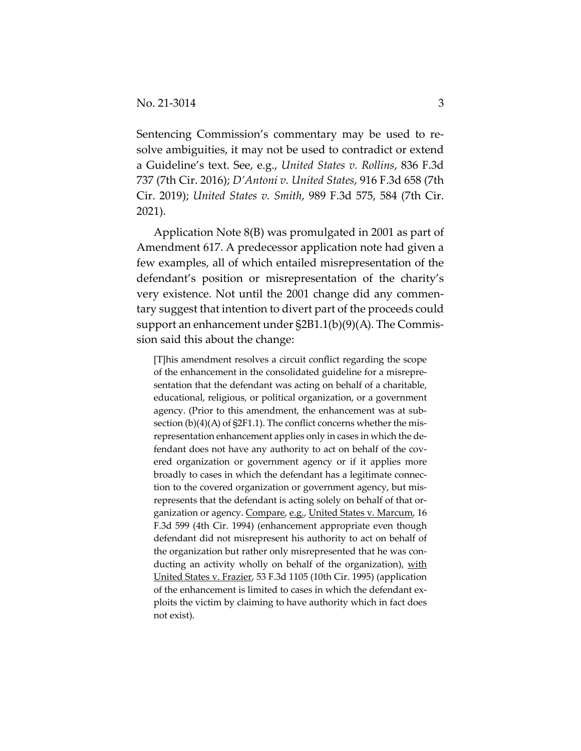Sentencing Commission's commentary may be used to resolve ambiguities, it may not be used to contradict or extend a Guideline's text. See, e.g., *United States v. Rollins*, 836 F.3d 737 (7th Cir. 2016); *D'Antoni v. United States*, 916 F.3d 658 (7th Cir. 2019); *United States v. Smith*, 989 F.3d 575, 584 (7th Cir. 2021).

Application Note 8(B) was promulgated in 2001 as part of Amendment 617. A predecessor application note had given a few examples, all of which entailed misrepresentation of the defendant's position or misrepresentation of the charity's very existence. Not until the 2001 change did any commentary suggest that intention to divert part of the proceeds could support an enhancement under §2B1.1(b)(9)(A). The Commission said this about the change:

> [T]his amendment resolves a circuit conflict regarding the scope of the enhancement in the consolidated guideline for a misrepresentation that the defendant was acting on behalf of a charitable, educational, religious, or political organization, or a government agency. (Prior to this amendment, the enhancement was at subsection (b)(4)(A) of §2F1.1). The conflict concerns whether the misrepresentation enhancement applies only in cases in which the defendant does not have any authority to act on behalf of the covered organization or government agency or if it applies more broadly to cases in which the defendant has a legitimate connection to the covered organization or government agency, but misrepresents that the defendant is acting solely on behalf of that organization or agency. Compare, e.g., United States v. Marcum, 16 F.3d 599 (4th Cir. 1994) (enhancement appropriate even though defendant did not misrepresent his authority to act on behalf of the organization but rather only misrepresented that he was conducting an activity wholly on behalf of the organization), with United States v. Frazier, 53 F.3d 1105 (10th Cir. 1995) (application of the enhancement is limited to cases in which the defendant exploits the victim by claiming to have authority which in fact does not exist).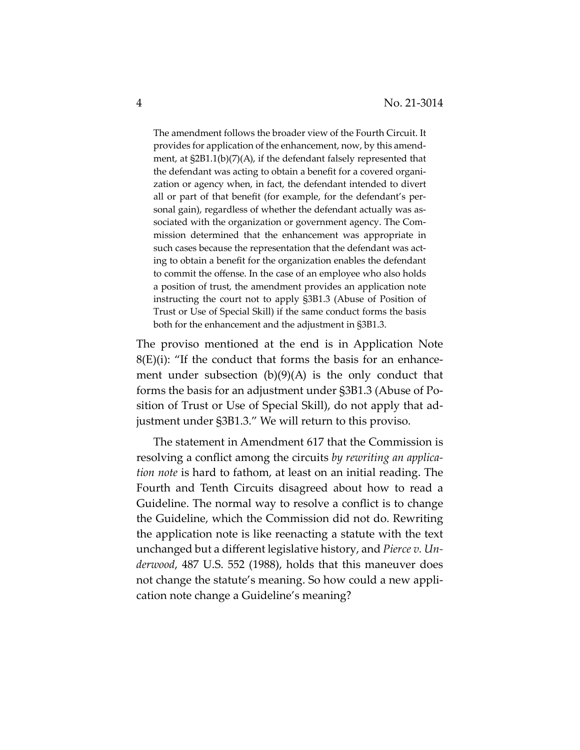> The amendment follows the broader view of the Fourth Circuit. It provides for application of the enhancement, now, by this amendment, at §2B1.1(b)(7)(A), if the defendant falsely represented that the defendant was acting to obtain a benefit for a covered organization or agency when, in fact, the defendant intended to divert all or part of that benefit (for example, for the defendant's personal gain), regardless of whether the defendant actually was associated with the organization or government agency. The Commission determined that the enhancement was appropriate in such cases because the representation that the defendant was acting to obtain a benefit for the organization enables the defendant to commit the offense. In the case of an employee who also holds a position of trust, the amendment provides an application note instructing the court not to apply §3B1.3 (Abuse of Position of Trust or Use of Special Skill) if the same conduct forms the basis both for the enhancement and the adjustment in §3B1.3.

The proviso mentioned at the end is in Application Note 8(E)(i): "If the conduct that forms the basis for an enhancement under subsection (b)(9)(A) is the only conduct that forms the basis for an adjustment under §3B1.3 (Abuse of Position of Trust or Use of Special Skill), do not apply that adjustment under §3B1.3." We will return to this proviso.

The statement in Amendment 617 that the Commission is resolving a conflict among the circuits *by rewriting an application note* is hard to fathom, at least on an initial reading. The Fourth and Tenth Circuits disagreed about how to read a Guideline. The normal way to resolve a conflict is to change the Guideline, which the Commission did not do. Rewriting the application note is like reenacting a statute with the text unchanged but a different legislative history, and *Pierce v. Underwood*, 487 U.S. 552 (1988), holds that this maneuver does not change the statute's meaning. So how could a new application note change a Guideline's meaning?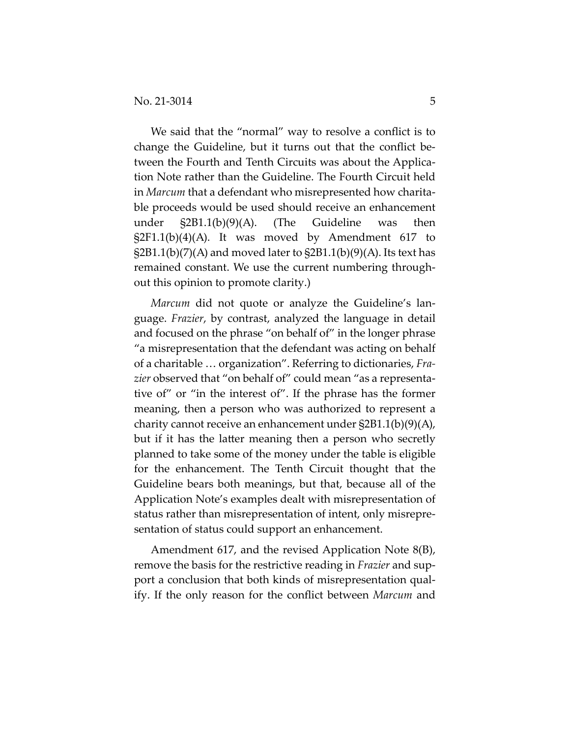We said that the "normal" way to resolve a conflict is to change the Guideline, but it turns out that the conflict between the Fourth and Tenth Circuits was about the Application Note rather than the Guideline. The Fourth Circuit held in *Marcum* that a defendant who misrepresented how charitable proceeds would be used should receive an enhancement under §2B1.1(b)(9)(A). (The Guideline was then §2F1.1(b)(4)(A). It was moved by Amendment 617 to §2B1.1(b)(7)(A) and moved later to §2B1.1(b)(9)(A). Its text has remained constant. We use the current numbering throughout this opinion to promote clarity.)

*Marcum* did not quote or analyze the Guideline's language. *Frazier*, by contrast, analyzed the language in detail and focused on the phrase "on behalf of" in the longer phrase "a misrepresentation that the defendant was acting on behalf of a charitable … organization". Referring to dictionaries, *Frazier* observed that "on behalf of" could mean "as a representative of" or "in the interest of". If the phrase has the former meaning, then a person who was authorized to represent a charity cannot receive an enhancement under §2B1.1(b)(9)(A), but if it has the latter meaning then a person who secretly planned to take some of the money under the table is eligible for the enhancement. The Tenth Circuit thought that the Guideline bears both meanings, but that, because all of the Application Note's examples dealt with misrepresentation of status rather than misrepresentation of intent, only misrepresentation of status could support an enhancement.

Amendment 617, and the revised Application Note 8(B), remove the basis for the restrictive reading in *Frazier* and support a conclusion that both kinds of misrepresentation qualify. If the only reason for the conflict between *Marcum* and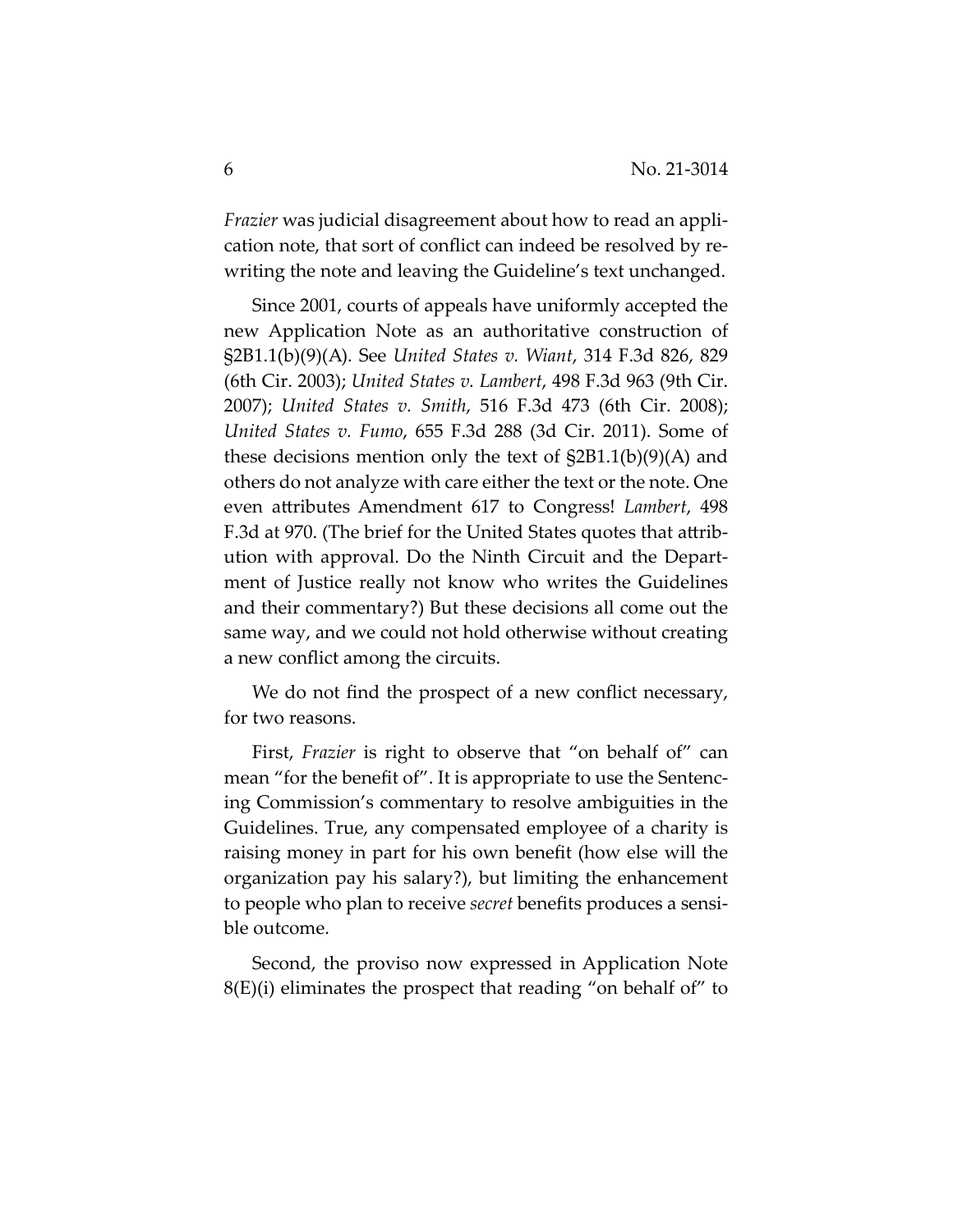*Frazier* was judicial disagreement about how to read an application note, that sort of conflict can indeed be resolved by rewriting the note and leaving the Guideline's text unchanged.

Since 2001, courts of appeals have uniformly accepted the new Application Note as an authoritative construction of §2B1.1(b)(9)(A). See *United States v. Wiant*, 314 F.3d 826, 829 (6th Cir. 2003); *United States v. Lambert*, 498 F.3d 963 (9th Cir. 2007); *United States v. Smith*, 516 F.3d 473 (6th Cir. 2008); *United States v. Fumo*, 655 F.3d 288 (3d Cir. 2011). Some of these decisions mention only the text of §2B1.1(b)(9)(A) and others do not analyze with care either the text or the note. One even attributes Amendment 617 to Congress! *Lambert*, 498 F.3d at 970. (The brief for the United States quotes that attribution with approval. Do the Ninth Circuit and the Department of Justice really not know who writes the Guidelines and their commentary?) But these decisions all come out the same way, and we could not hold otherwise without creating a new conflict among the circuits.

We do not find the prospect of a new conflict necessary, for two reasons.

First, *Frazier* is right to observe that "on behalf of" can mean "for the benefit of". It is appropriate to use the Sentencing Commission's commentary to resolve ambiguities in the Guidelines. True, any compensated employee of a charity is raising money in part for his own benefit (how else will the organization pay his salary?), but limiting the enhancement to people who plan to receive *secret* benefits produces a sensible outcome.

Second, the proviso now expressed in Application Note 8(E)(i) eliminates the prospect that reading "on behalf of" to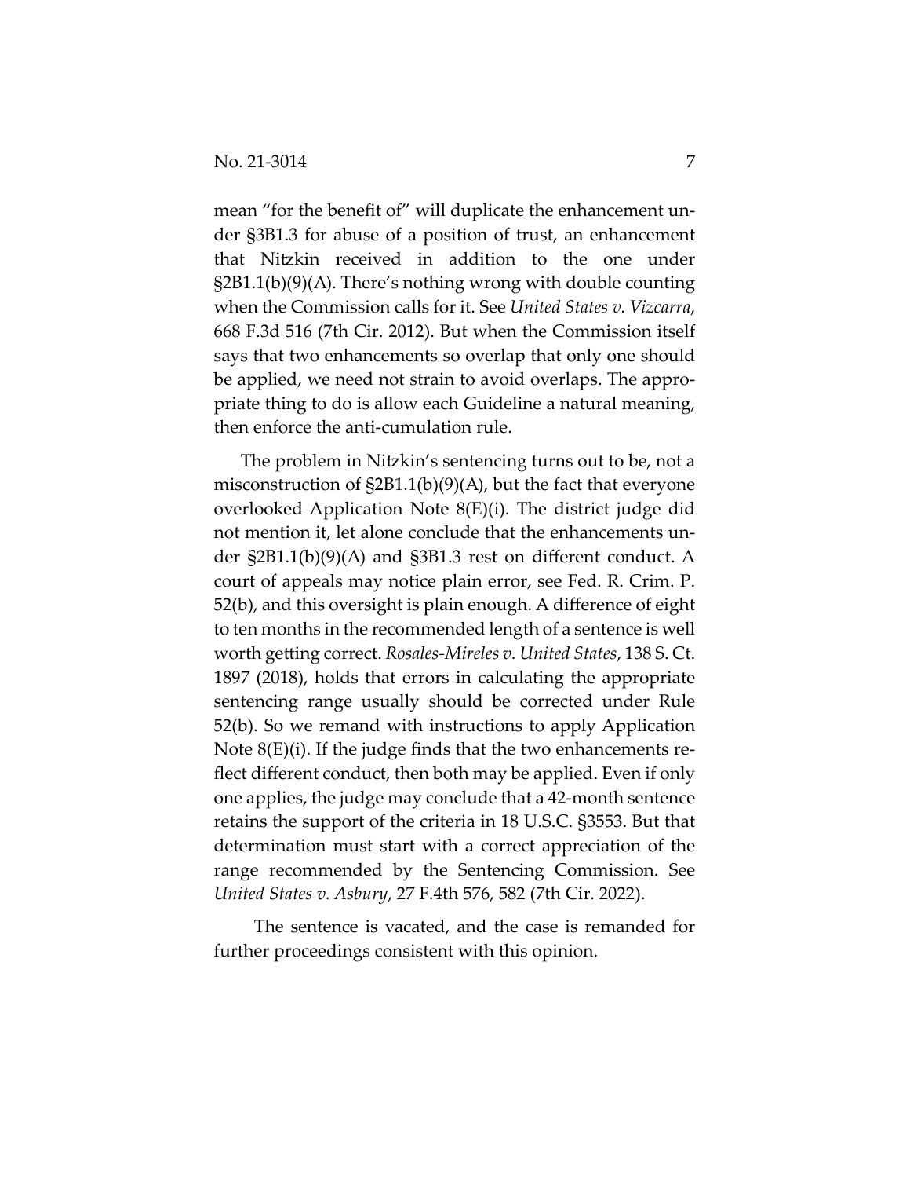mean "for the benefit of" will duplicate the enhancement under §3B1.3 for abuse of a position of trust, an enhancement that Nitzkin received in addition to the one under §2B1.1(b)(9)(A). There's nothing wrong with double counting when the Commission calls for it. See *United States v. Vizcarra*, 668 F.3d 516 (7th Cir. 2012). But when the Commission itself says that two enhancements so overlap that only one should be applied, we need not strain to avoid overlaps. The appropriate thing to do is allow each Guideline a natural meaning, then enforce the anti-cumulation rule.

The problem in Nitzkin's sentencing turns out to be, not a misconstruction of §2B1.1(b)(9)(A), but the fact that everyone overlooked Application Note 8(E)(i). The district judge did not mention it, let alone conclude that the enhancements under §2B1.1(b)(9)(A) and §3B1.3 rest on different conduct. A court of appeals may notice plain error, see Fed. R. Crim. P. 52(b), and this oversight is plain enough. A difference of eight to ten months in the recommended length of a sentence is well worth getting correct. *Rosales-Mireles v. United States*, 138 S. Ct. 1897 (2018), holds that errors in calculating the appropriate sentencing range usually should be corrected under Rule 52(b). So we remand with instructions to apply Application Note 8(E)(i). If the judge finds that the two enhancements reflect different conduct, then both may be applied. Even if only one applies, the judge may conclude that a 42-month sentence retains the support of the criteria in 18 U.S.C. §3553. But that determination must start with a correct appreciation of the range recommended by the Sentencing Commission. See *United States v. Asbury*, 27 F.4th 576, 582 (7th Cir. 2022).

The sentence is vacated, and the case is remanded for further proceedings consistent with this opinion.